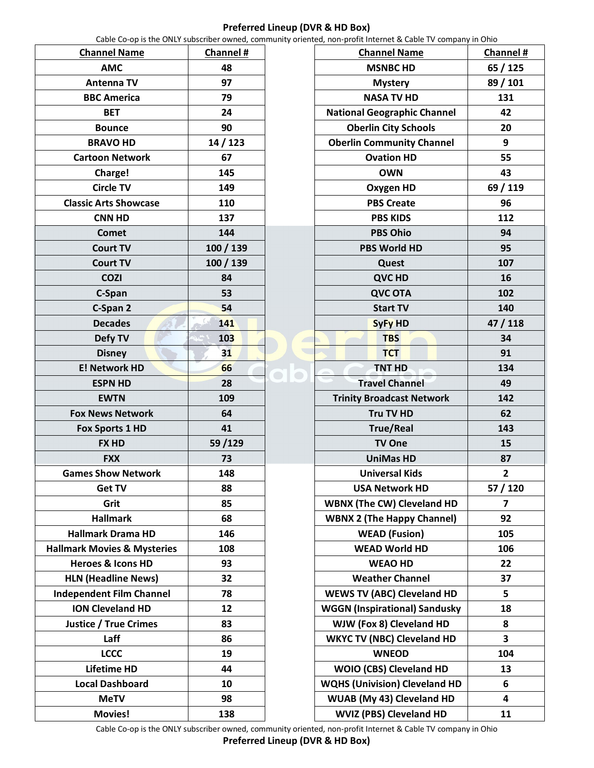# Preferred Lineup (DVR & HD Box)

Cable Co-op is the ONLY subscriber owned, community oriented, non-profit Internet & Cable TV company in Ohio

| Channel Name | Channel # |
|---|---|
| AMC | 48 |
| Antenna TV | 97 |
| BBC America | 79 |
| BET | 24 |
| Bounce | 90 |
| BRAVO HD | 14 / 123 |
| Cartoon Network | 67 |
| Charge! | 145 |
| Circle TV | 149 |
| Classic Arts Showcase | 110 |
| CNN HD | 137 |
| Comet | 144 |
| Court TV | 100 / 139 |
| Court TV | 100 / 139 |
| COZI | 84 |
| C-Span | 53 |
| C-Span 2 | 54 |
| Decades | 141 |
| Defy TV | 103 |
| Disney | 31 |
| E! Network HD | 66 |
| ESPN HD | 28 |
| EWTN | 109 |
| Fox News Network | 64 |
| Fox Sports 1 HD | 41 |
| FX HD | 59 /129 |
| FXX | 73 |
| Games Show Network | 148 |
| Get TV | 88 |
| Grit | 85 |
| Hallmark | 68 |
| Hallmark Drama HD | 146 |
| Hallmark Movies & Mysteries | 108 |
| Heroes & Icons HD | 93 |
| HLN (Headline News) | 32 |
| Independent Film Channel | 78 |
| ION Cleveland HD | 12 |
| Justice / True Crimes | 83 |
| Laff | 86 |
| LCCC | 19 |
| Lifetime HD | 44 |
| Local Dashboard | 10 |
| MeTV | 98 |
| Movies! | 138 |

| Channel Name | Channel # |
|---|---|
| MSNBC HD | 65 / 125 |
| Mystery | 89 / 101 |
| NASA TV HD | 131 |
| National Geographic Channel | 42 |
| Oberlin City Schools | 20 |
| Oberlin Community Channel | 9 |
| Ovation HD | 55 |
| OWN | 43 |
| Oxygen HD | 69 / 119 |
| PBS Create | 96 |
| PBS KIDS | 112 |
| PBS Ohio | 94 |
| PBS World HD | 95 |
| Quest | 107 |
| QVC HD | 16 |
| QVC OTA | 102 |
| Start TV | 140 |
| SyFy HD | 47 / 118 |
| TBS | 34 |
| TCT | 91 |
| TNT HD | 134 |
| Travel Channel | 49 |
| Trinity Broadcast Network | 142 |
| Tru TV HD | 62 |
| True/Real | 143 |
| TV One | 15 |
| UniMas HD | 87 |
| Universal Kids | 2 |
| USA Network HD | 57 / 120 |
| WBNX (The CW) Cleveland HD | 7 |
| WBNX 2 (The Happy Channel) | 92 |
| WEAD (Fusion) | 105 |
| WEAD World HD | 106 |
| WEAO HD | 22 |
| Weather Channel | 37 |
| WEWS TV (ABC) Cleveland HD | 5 |
| WGGN (Inspirational) Sandusky | 18 |
| WJW (Fox 8) Cleveland HD | 8 |
| WKYC TV (NBC) Cleveland HD | 3 |
| WNEOD | 104 |
| WOIO (CBS) Cleveland HD | 13 |
| WQHS (Univision) Cleveland HD | 6 |
| WUAB (My 43) Cleveland HD | 4 |
| WVIZ (PBS) Cleveland HD | 11 |

Cable Co-op is the ONLY subscriber owned, community oriented, non-profit Internet & Cable TV company in Ohio

**Preferred Lineup (DVR & HD Box)**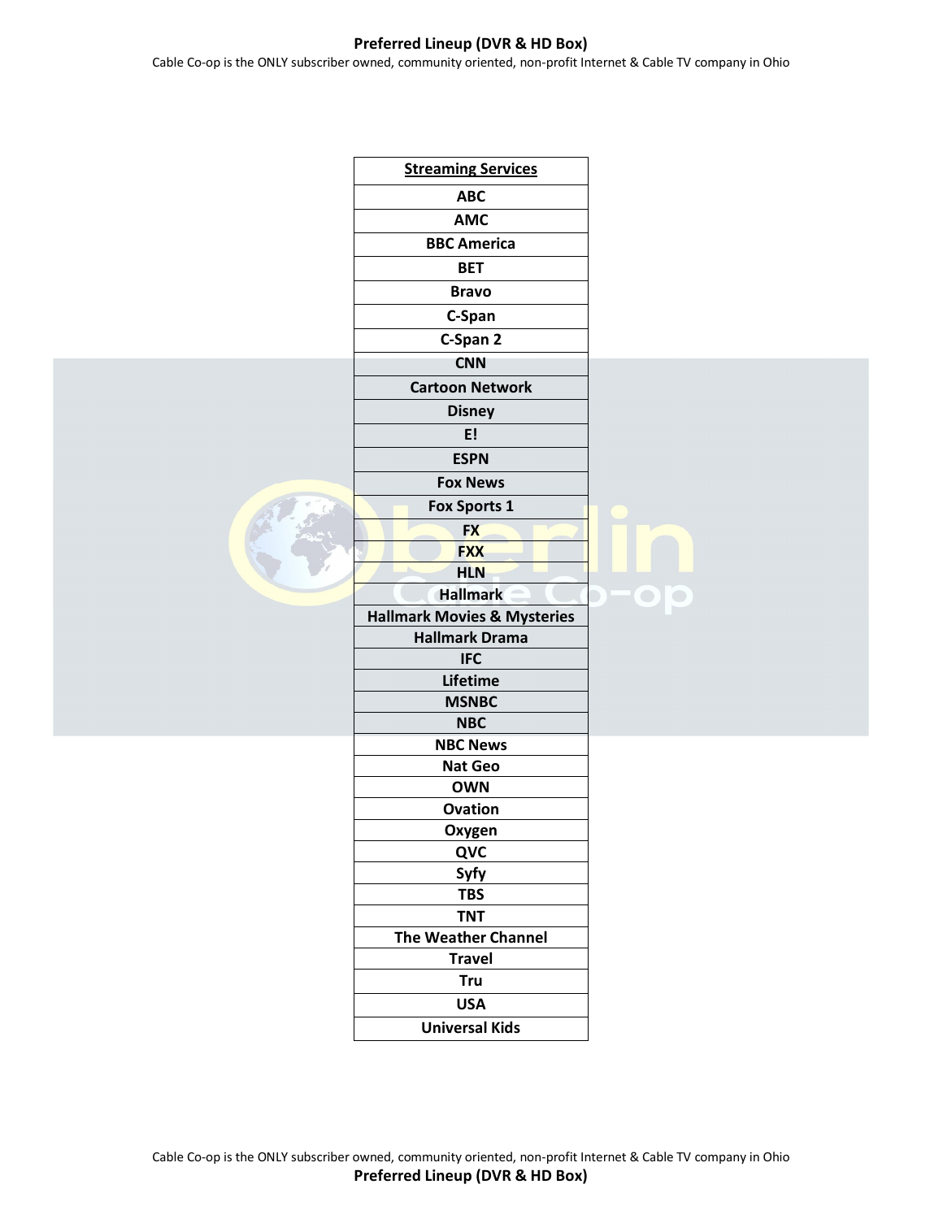| Streaming Services |
| --- |
| ABC |
| AMC |
| BBC America |
| BET |
| Bravo |
| C-Span |
| C-Span 2 |
| CNN |
| Cartoon Network |
| Disney |
| E! |
| ESPN |
| Fox News |
| Fox Sports 1 |
| FX |
| FXX |
| HLN |
| Hallmark |
| Hallmark Movies & Mysteries |
| Hallmark Drama |
| IFC |
| Lifetime |
| MSNBC |
| NBC |
| NBC News |
| Nat Geo |
| OWN |
| Ovation |
| Oxygen |
| QVC |
| Syfy |
| TBS |
| TNT |
| The Weather Channel |
| Travel |
| Tru |
| USA |
| Universal Kids |